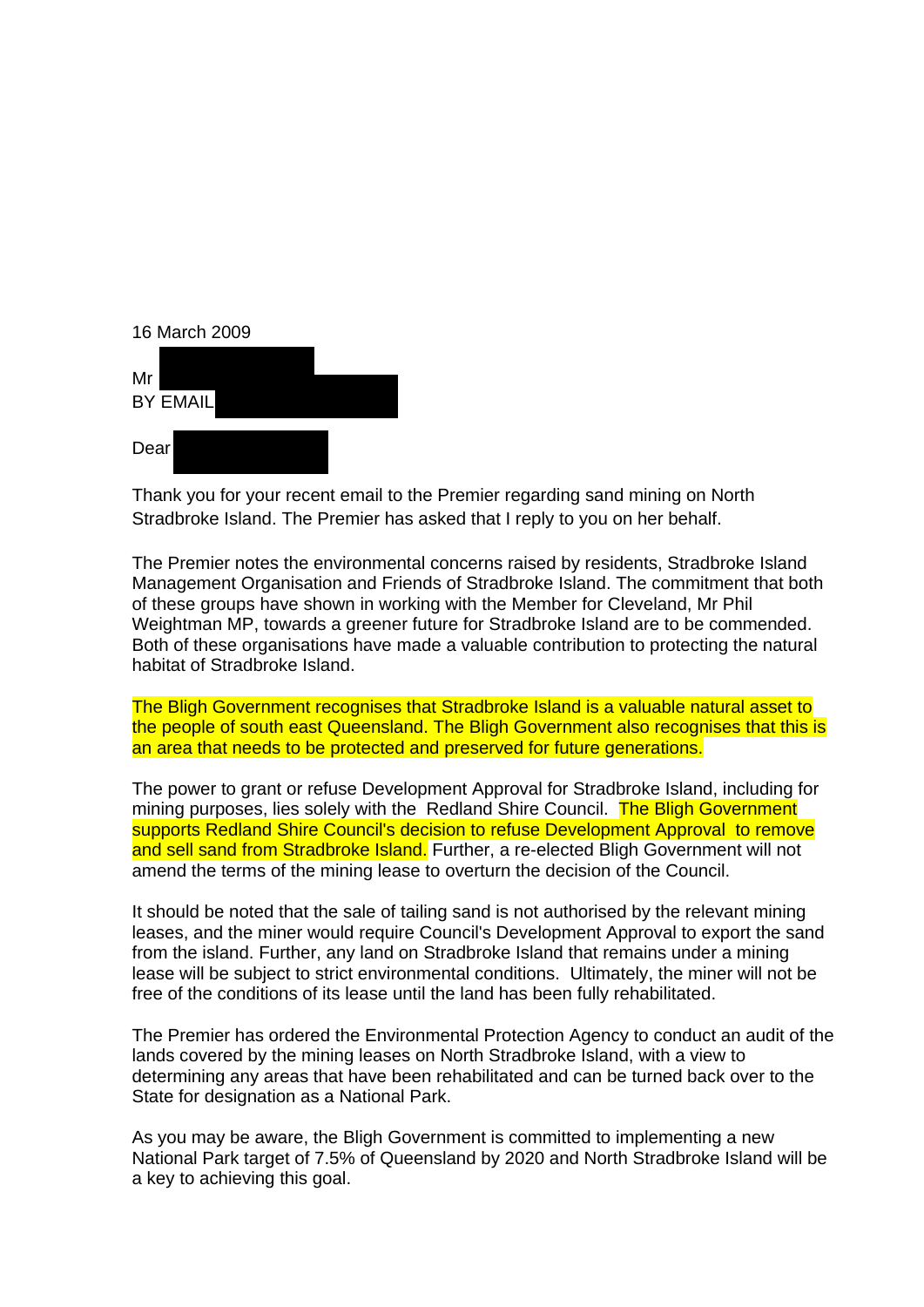16 March 2009

Mr

BY EMAIL

Dear

Thank you for your recent email to the Premier regarding sand mining on North Stradbroke Island. The Premier has asked that I reply to you on her behalf.

The Premier notes the environmental concerns raised by residents, Stradbroke Island Management Organisation and Friends of Stradbroke Island. The commitment that both of these groups have shown in working with the Member for Cleveland, Mr Phil Weightman MP, towards a greener future for Stradbroke Island are to be commended. Both of these organisations have made a valuable contribution to protecting the natural habitat of Stradbroke Island.

The Bligh Government recognises that Stradbroke Island is a valuable natural asset to the people of south east Queensland. The Bligh Government also recognises that this is an area that needs to be protected and preserved for future generations.

The power to grant or refuse Development Approval for Stradbroke Island, including for mining purposes, lies solely with the Redland Shire Council. The Bligh Government supports Redland Shire Council's decision to refuse Development Approval to remove and sell sand from Stradbroke Island. Further, a re-elected Bligh Government will not amend the terms of the mining lease to overturn the decision of the Council.

It should be noted that the sale of tailing sand is not authorised by the relevant mining leases, and the miner would require Council's Development Approval to export the sand from the island. Further, any land on Stradbroke Island that remains under a mining lease will be subject to strict environmental conditions. Ultimately, the miner will not be free of the conditions of its lease until the land has been fully rehabilitated.

The Premier has ordered the Environmental Protection Agency to conduct an audit of the lands covered by the mining leases on North Stradbroke Island, with a view to determining any areas that have been rehabilitated and can be turned back over to the State for designation as a National Park.

As you may be aware, the Bligh Government is committed to implementing a new National Park target of 7.5% of Queensland by 2020 and North Stradbroke Island will be a key to achieving this goal.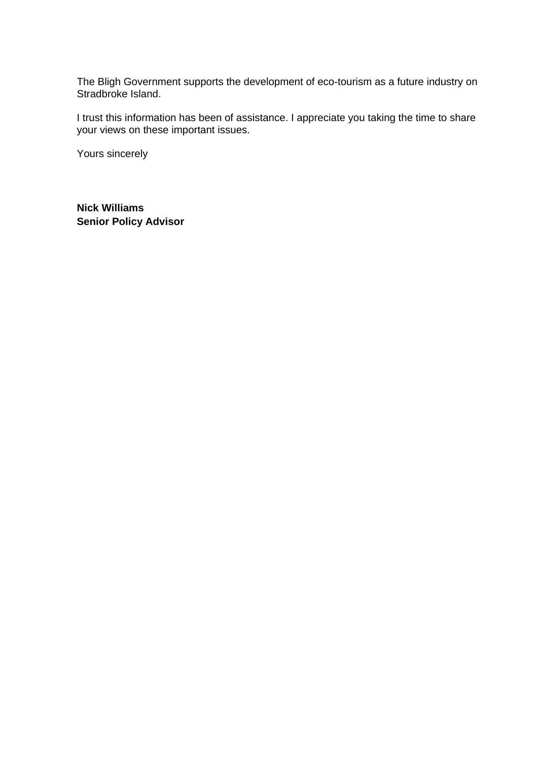The Bligh Government supports the development of eco-tourism as a future industry on Stradbroke Island.

I trust this information has been of assistance. I appreciate you taking the time to share your views on these important issues.

Yours sincerely

**Nick Williams**
**Senior Policy Advisor**